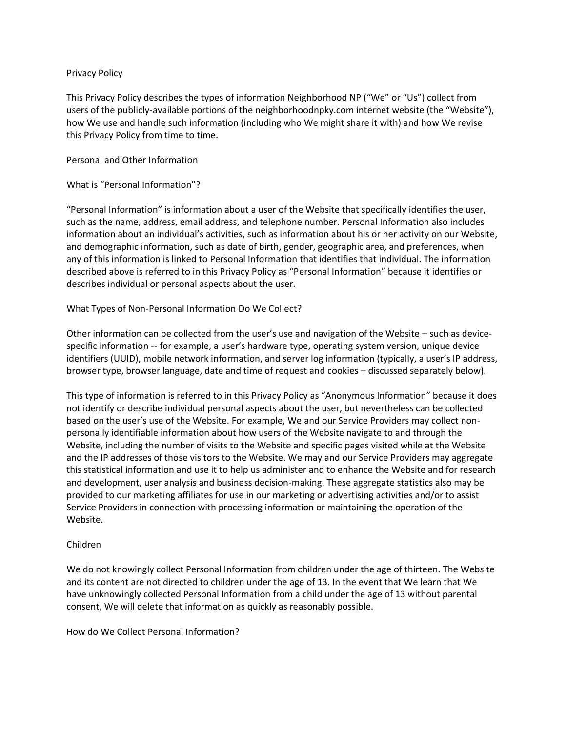# Privacy Policy

This Privacy Policy describes the types of information Neighborhood NP ("We" or "Us") collect from users of the publicly-available portions of the neighborhoodnpky.com internet website (the "Website"), how We use and handle such information (including who We might share it with) and how We revise this Privacy Policy from time to time.

## Personal and Other Information

### What is "Personal Information"?

"Personal Information" is information about a user of the Website that specifically identifies the user, such as the name, address, email address, and telephone number. Personal Information also includes information about an individual's activities, such as information about his or her activity on our Website, and demographic information, such as date of birth, gender, geographic area, and preferences, when any of this information is linked to Personal Information that identifies that individual. The information described above is referred to in this Privacy Policy as "Personal Information" because it identifies or describes individual or personal aspects about the user.

### What Types of Non-Personal Information Do We Collect?

Other information can be collected from the user's use and navigation of the Website – such as device-specific information -- for example, a user's hardware type, operating system version, unique device identifiers (UUID), mobile network information, and server log information (typically, a user's IP address, browser type, browser language, date and time of request and cookies – discussed separately below).

This type of information is referred to in this Privacy Policy as "Anonymous Information" because it does not identify or describe individual personal aspects about the user, but nevertheless can be collected based on the user's use of the Website. For example, We and our Service Providers may collect non-personally identifiable information about how users of the Website navigate to and through the Website, including the number of visits to the Website and specific pages visited while at the Website and the IP addresses of those visitors to the Website. We may and our Service Providers may aggregate this statistical information and use it to help us administer and to enhance the Website and for research and development, user analysis and business decision-making. These aggregate statistics also may be provided to our marketing affiliates for use in our marketing or advertising activities and/or to assist Service Providers in connection with processing information or maintaining the operation of the Website.

## Children

We do not knowingly collect Personal Information from children under the age of thirteen. The Website and its content are not directed to children under the age of 13. In the event that We learn that We have unknowingly collected Personal Information from a child under the age of 13 without parental consent, We will delete that information as quickly as reasonably possible.

### How do We Collect Personal Information?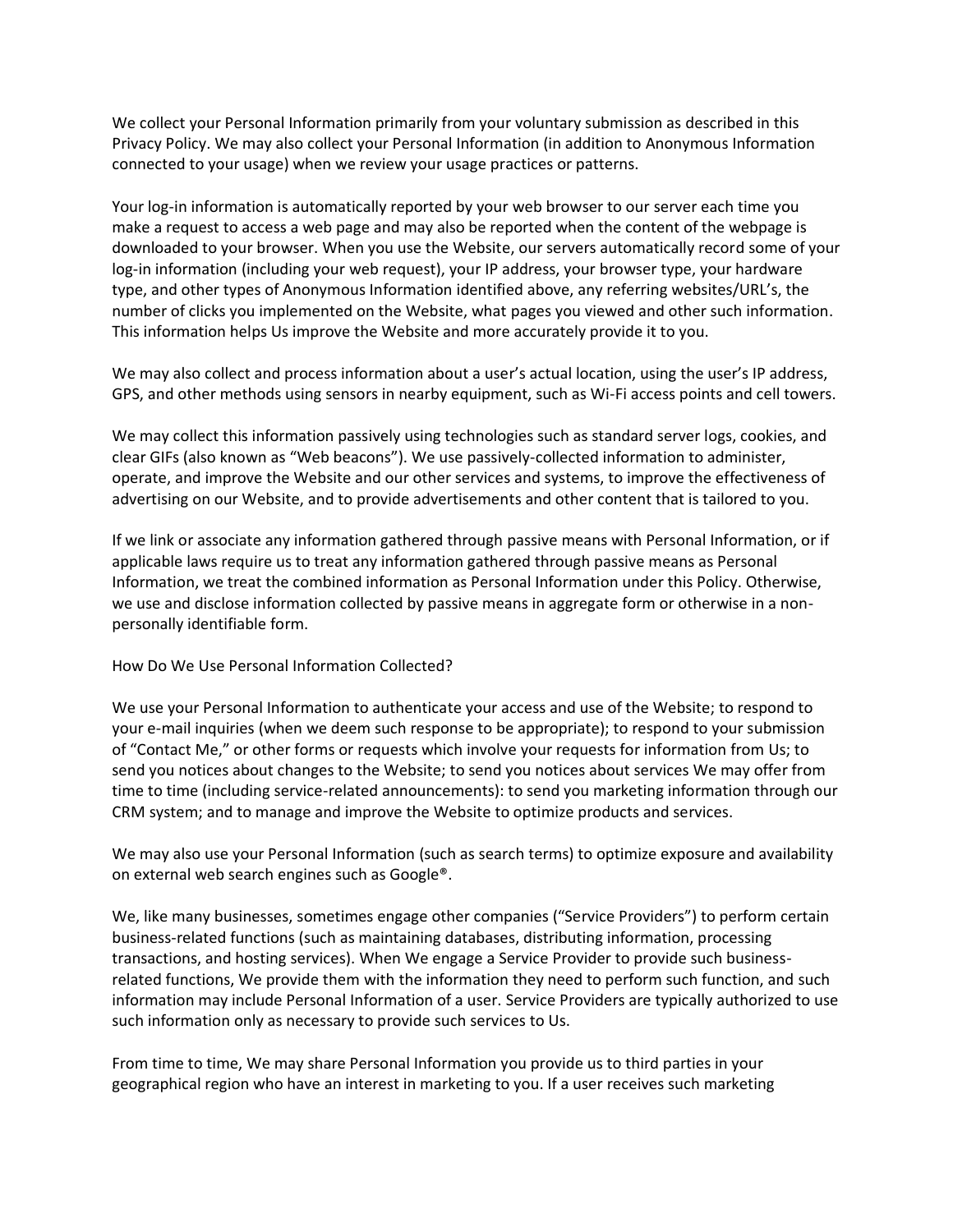We collect your Personal Information primarily from your voluntary submission as described in this Privacy Policy. We may also collect your Personal Information (in addition to Anonymous Information connected to your usage) when we review your usage practices or patterns.

Your log-in information is automatically reported by your web browser to our server each time you make a request to access a web page and may also be reported when the content of the webpage is downloaded to your browser. When you use the Website, our servers automatically record some of your log-in information (including your web request), your IP address, your browser type, your hardware type, and other types of Anonymous Information identified above, any referring websites/URL's, the number of clicks you implemented on the Website, what pages you viewed and other such information. This information helps Us improve the Website and more accurately provide it to you.

We may also collect and process information about a user's actual location, using the user's IP address, GPS, and other methods using sensors in nearby equipment, such as Wi-Fi access points and cell towers.

We may collect this information passively using technologies such as standard server logs, cookies, and clear GIFs (also known as "Web beacons"). We use passively-collected information to administer, operate, and improve the Website and our other services and systems, to improve the effectiveness of advertising on our Website, and to provide advertisements and other content that is tailored to you.

If we link or associate any information gathered through passive means with Personal Information, or if applicable laws require us to treat any information gathered through passive means as Personal Information, we treat the combined information as Personal Information under this Policy. Otherwise, we use and disclose information collected by passive means in aggregate form or otherwise in a non-personally identifiable form.

How Do We Use Personal Information Collected?

We use your Personal Information to authenticate your access and use of the Website; to respond to your e-mail inquiries (when we deem such response to be appropriate); to respond to your submission of "Contact Me," or other forms or requests which involve your requests for information from Us; to send you notices about changes to the Website; to send you notices about services We may offer from time to time (including service-related announcements): to send you marketing information through our CRM system; and to manage and improve the Website to optimize products and services.

We may also use your Personal Information (such as search terms) to optimize exposure and availability on external web search engines such as Google®.

We, like many businesses, sometimes engage other companies ("Service Providers") to perform certain business-related functions (such as maintaining databases, distributing information, processing transactions, and hosting services). When We engage a Service Provider to provide such business-related functions, We provide them with the information they need to perform such function, and such information may include Personal Information of a user. Service Providers are typically authorized to use such information only as necessary to provide such services to Us.

From time to time, We may share Personal Information you provide us to third parties in your geographical region who have an interest in marketing to you. If a user receives such marketing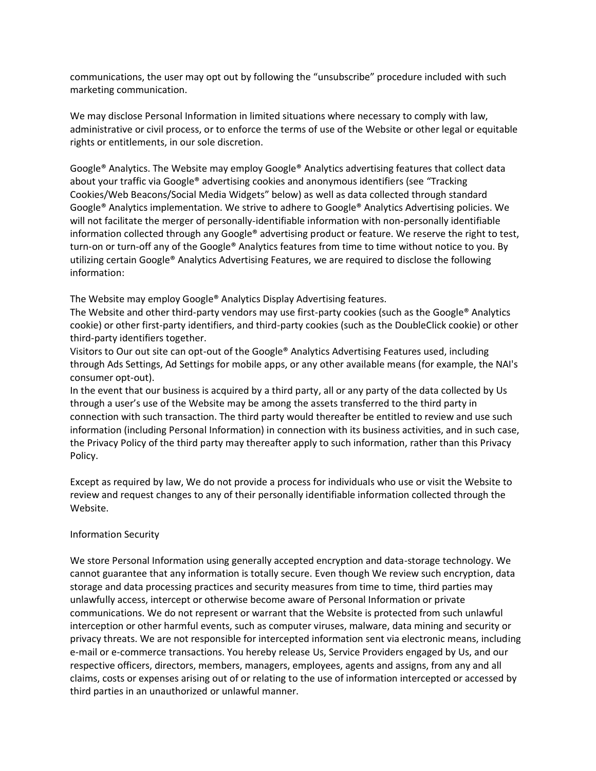communications, the user may opt out by following the "unsubscribe" procedure included with such marketing communication.

We may disclose Personal Information in limited situations where necessary to comply with law, administrative or civil process, or to enforce the terms of use of the Website or other legal or equitable rights or entitlements, in our sole discretion.

Google® Analytics. The Website may employ Google® Analytics advertising features that collect data about your traffic via Google® advertising cookies and anonymous identifiers (see "Tracking Cookies/Web Beacons/Social Media Widgets" below) as well as data collected through standard Google® Analytics implementation. We strive to adhere to Google® Analytics Advertising policies. We will not facilitate the merger of personally-identifiable information with non-personally identifiable information collected through any Google® advertising product or feature. We reserve the right to test, turn-on or turn-off any of the Google® Analytics features from time to time without notice to you. By utilizing certain Google® Analytics Advertising Features, we are required to disclose the following information:

The Website may employ Google® Analytics Display Advertising features.
The Website and other third-party vendors may use first-party cookies (such as the Google® Analytics cookie) or other first-party identifiers, and third-party cookies (such as the DoubleClick cookie) or other third-party identifiers together.
Visitors to Our out site can opt-out of the Google® Analytics Advertising Features used, including through Ads Settings, Ad Settings for mobile apps, or any other available means (for example, the NAI's consumer opt-out).
In the event that our business is acquired by a third party, all or any party of the data collected by Us through a user's use of the Website may be among the assets transferred to the third party in connection with such transaction. The third party would thereafter be entitled to review and use such information (including Personal Information) in connection with its business activities, and in such case, the Privacy Policy of the third party may thereafter apply to such information, rather than this Privacy Policy.

Except as required by law, We do not provide a process for individuals who use or visit the Website to review and request changes to any of their personally identifiable information collected through the Website.

Information Security

We store Personal Information using generally accepted encryption and data-storage technology. We cannot guarantee that any information is totally secure. Even though We review such encryption, data storage and data processing practices and security measures from time to time, third parties may unlawfully access, intercept or otherwise become aware of Personal Information or private communications. We do not represent or warrant that the Website is protected from such unlawful interception or other harmful events, such as computer viruses, malware, data mining and security or privacy threats. We are not responsible for intercepted information sent via electronic means, including e-mail or e-commerce transactions. You hereby release Us, Service Providers engaged by Us, and our respective officers, directors, members, managers, employees, agents and assigns, from any and all claims, costs or expenses arising out of or relating to the use of information intercepted or accessed by third parties in an unauthorized or unlawful manner.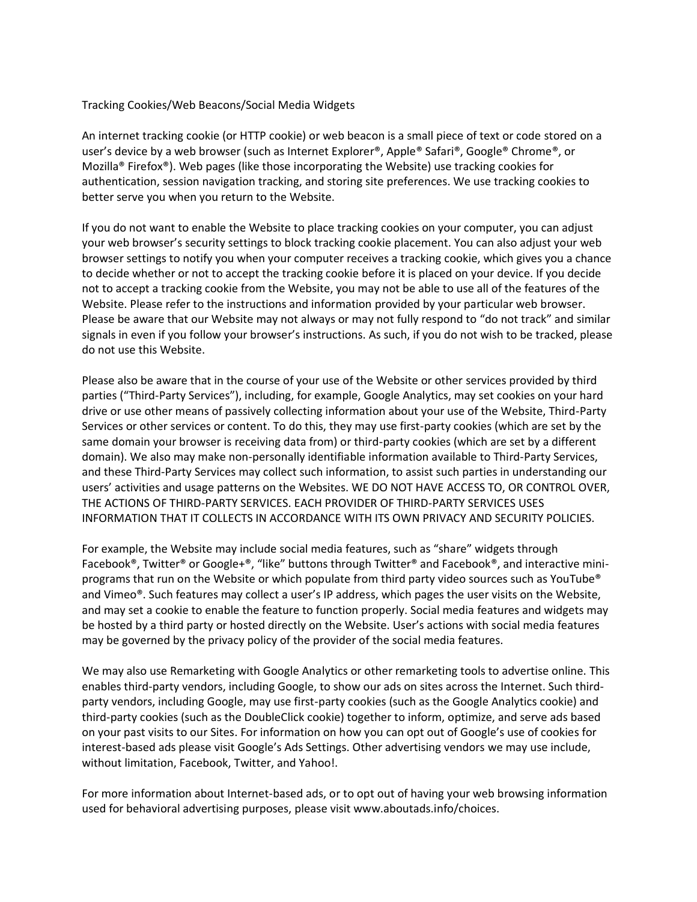Tracking Cookies/Web Beacons/Social Media Widgets

An internet tracking cookie (or HTTP cookie) or web beacon is a small piece of text or code stored on a user's device by a web browser (such as Internet Explorer®, Apple® Safari®, Google® Chrome®, or Mozilla® Firefox®). Web pages (like those incorporating the Website) use tracking cookies for authentication, session navigation tracking, and storing site preferences. We use tracking cookies to better serve you when you return to the Website.

If you do not want to enable the Website to place tracking cookies on your computer, you can adjust your web browser's security settings to block tracking cookie placement. You can also adjust your web browser settings to notify you when your computer receives a tracking cookie, which gives you a chance to decide whether or not to accept the tracking cookie before it is placed on your device. If you decide not to accept a tracking cookie from the Website, you may not be able to use all of the features of the Website. Please refer to the instructions and information provided by your particular web browser. Please be aware that our Website may not always or may not fully respond to "do not track" and similar signals in even if you follow your browser's instructions. As such, if you do not wish to be tracked, please do not use this Website.

Please also be aware that in the course of your use of the Website or other services provided by third parties ("Third-Party Services"), including, for example, Google Analytics, may set cookies on your hard drive or use other means of passively collecting information about your use of the Website, Third-Party Services or other services or content. To do this, they may use first-party cookies (which are set by the same domain your browser is receiving data from) or third-party cookies (which are set by a different domain). We also may make non-personally identifiable information available to Third-Party Services, and these Third-Party Services may collect such information, to assist such parties in understanding our users' activities and usage patterns on the Websites. WE DO NOT HAVE ACCESS TO, OR CONTROL OVER, THE ACTIONS OF THIRD-PARTY SERVICES. EACH PROVIDER OF THIRD-PARTY SERVICES USES INFORMATION THAT IT COLLECTS IN ACCORDANCE WITH ITS OWN PRIVACY AND SECURITY POLICIES.

For example, the Website may include social media features, such as "share" widgets through Facebook®, Twitter® or Google+®, "like" buttons through Twitter® and Facebook®, and interactive mini-programs that run on the Website or which populate from third party video sources such as YouTube® and Vimeo®. Such features may collect a user's IP address, which pages the user visits on the Website, and may set a cookie to enable the feature to function properly. Social media features and widgets may be hosted by a third party or hosted directly on the Website. User's actions with social media features may be governed by the privacy policy of the provider of the social media features.

We may also use Remarketing with Google Analytics or other remarketing tools to advertise online. This enables third-party vendors, including Google, to show our ads on sites across the Internet. Such third-party vendors, including Google, may use first-party cookies (such as the Google Analytics cookie) and third-party cookies (such as the DoubleClick cookie) together to inform, optimize, and serve ads based on your past visits to our Sites. For information on how you can opt out of Google's use of cookies for interest-based ads please visit Google's Ads Settings. Other advertising vendors we may use include, without limitation, Facebook, Twitter, and Yahoo!.

For more information about Internet-based ads, or to opt out of having your web browsing information used for behavioral advertising purposes, please visit www.aboutads.info/choices.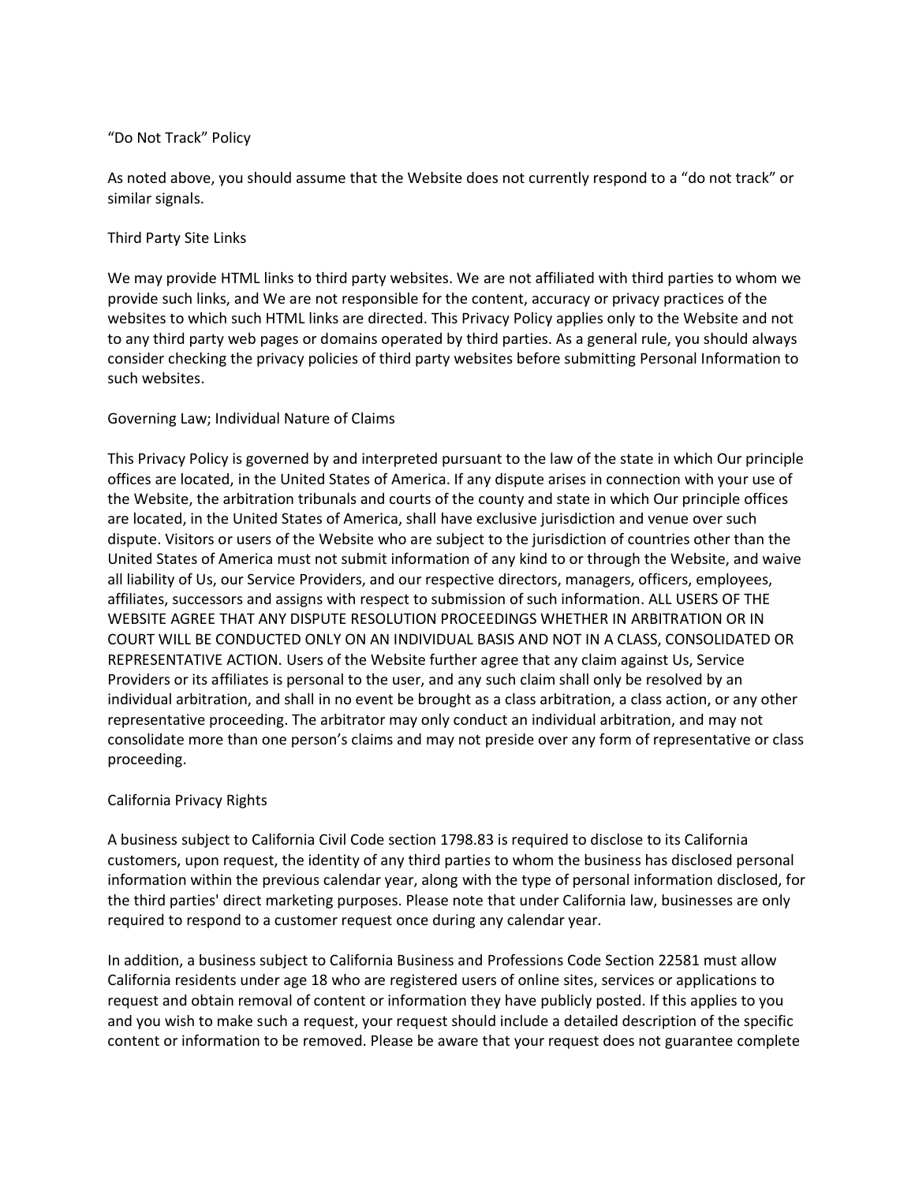## “Do Not Track” Policy

As noted above, you should assume that the Website does not currently respond to a “do not track” or similar signals.

## Third Party Site Links

We may provide HTML links to third party websites. We are not affiliated with third parties to whom we provide such links, and We are not responsible for the content, accuracy or privacy practices of the websites to which such HTML links are directed. This Privacy Policy applies only to the Website and not to any third party web pages or domains operated by third parties. As a general rule, you should always consider checking the privacy policies of third party websites before submitting Personal Information to such websites.

## Governing Law; Individual Nature of Claims

This Privacy Policy is governed by and interpreted pursuant to the law of the state in which Our principle offices are located, in the United States of America. If any dispute arises in connection with your use of the Website, the arbitration tribunals and courts of the county and state in which Our principle offices are located, in the United States of America, shall have exclusive jurisdiction and venue over such dispute. Visitors or users of the Website who are subject to the jurisdiction of countries other than the United States of America must not submit information of any kind to or through the Website, and waive all liability of Us, our Service Providers, and our respective directors, managers, officers, employees, affiliates, successors and assigns with respect to submission of such information. ALL USERS OF THE WEBSITE AGREE THAT ANY DISPUTE RESOLUTION PROCEEDINGS WHETHER IN ARBITRATION OR IN COURT WILL BE CONDUCTED ONLY ON AN INDIVIDUAL BASIS AND NOT IN A CLASS, CONSOLIDATED OR REPRESENTATIVE ACTION. Users of the Website further agree that any claim against Us, Service Providers or its affiliates is personal to the user, and any such claim shall only be resolved by an individual arbitration, and shall in no event be brought as a class arbitration, a class action, or any other representative proceeding. The arbitrator may only conduct an individual arbitration, and may not consolidate more than one person’s claims and may not preside over any form of representative or class proceeding.

## California Privacy Rights

A business subject to California Civil Code section 1798.83 is required to disclose to its California customers, upon request, the identity of any third parties to whom the business has disclosed personal information within the previous calendar year, along with the type of personal information disclosed, for the third parties' direct marketing purposes. Please note that under California law, businesses are only required to respond to a customer request once during any calendar year.

In addition, a business subject to California Business and Professions Code Section 22581 must allow California residents under age 18 who are registered users of online sites, services or applications to request and obtain removal of content or information they have publicly posted. If this applies to you and you wish to make such a request, your request should include a detailed description of the specific content or information to be removed. Please be aware that your request does not guarantee complete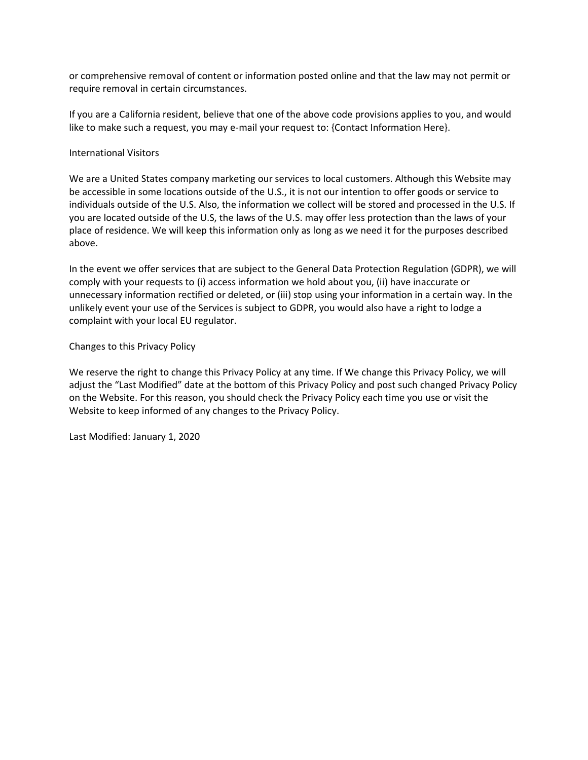or comprehensive removal of content or information posted online and that the law may not permit or require removal in certain circumstances.

If you are a California resident, believe that one of the above code provisions applies to you, and would like to make such a request, you may e-mail your request to: {Contact Information Here}.

## International Visitors

We are a United States company marketing our services to local customers. Although this Website may be accessible in some locations outside of the U.S., it is not our intention to offer goods or service to individuals outside of the U.S. Also, the information we collect will be stored and processed in the U.S. If you are located outside of the U.S, the laws of the U.S. may offer less protection than the laws of your place of residence. We will keep this information only as long as we need it for the purposes described above.

In the event we offer services that are subject to the General Data Protection Regulation (GDPR), we will comply with your requests to (i) access information we hold about you, (ii) have inaccurate or unnecessary information rectified or deleted, or (iii) stop using your information in a certain way. In the unlikely event your use of the Services is subject to GDPR, you would also have a right to lodge a complaint with your local EU regulator.

## Changes to this Privacy Policy

We reserve the right to change this Privacy Policy at any time. If We change this Privacy Policy, we will adjust the “Last Modified” date at the bottom of this Privacy Policy and post such changed Privacy Policy on the Website. For this reason, you should check the Privacy Policy each time you use or visit the Website to keep informed of any changes to the Privacy Policy.

Last Modified: January 1, 2020